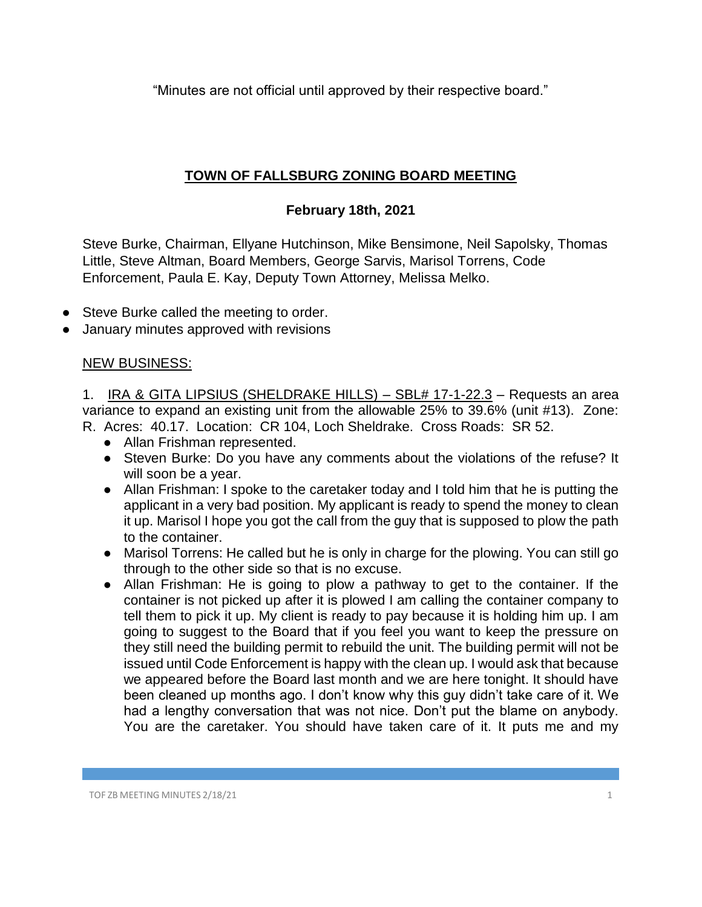"Minutes are not official until approved by their respective board."

# TOWN OF FALLSBURG ZONING BOARD MEETING

## February 18th, 2021

Steve Burke, Chairman, Ellyane Hutchinson, Mike Bensimone, Neil Sapolsky, Thomas Little, Steve Altman, Board Members, George Sarvis, Marisol Torrens, Code Enforcement, Paula E. Kay, Deputy Town Attorney, Melissa Melko.

- Steve Burke called the meeting to order.
- January minutes approved with revisions

NEW BUSINESS:

1. IRA & GITA LIPSIUS (SHELDRAKE HILLS) – SBL# 17-1-22.3 – Requests an area variance to expand an existing unit from the allowable 25% to 39.6% (unit #13). Zone: R. Acres: 40.17. Location: CR 104, Loch Sheldrake. Cross Roads: SR 52.
   - Allan Frishman represented.
   - Steven Burke: Do you have any comments about the violations of the refuse? It will soon be a year.
   - Allan Frishman: I spoke to the caretaker today and I told him that he is putting the applicant in a very bad position. My applicant is ready to spend the money to clean it up. Marisol I hope you got the call from the guy that is supposed to plow the path to the container.
   - Marisol Torrens: He called but he is only in charge for the plowing. You can still go through to the other side so that is no excuse.
   - Allan Frishman: He is going to plow a pathway to get to the container. If the container is not picked up after it is plowed I am calling the container company to tell them to pick it up. My client is ready to pay because it is holding him up. I am going to suggest to the Board that if you feel you want to keep the pressure on they still need the building permit to rebuild the unit. The building permit will not be issued until Code Enforcement is happy with the clean up. I would ask that because we appeared before the Board last month and we are here tonight. It should have been cleaned up months ago. I don't know why this guy didn't take care of it. We had a lengthy conversation that was not nice. Don't put the blame on anybody. You are the caretaker. You should have taken care of it. It puts me and my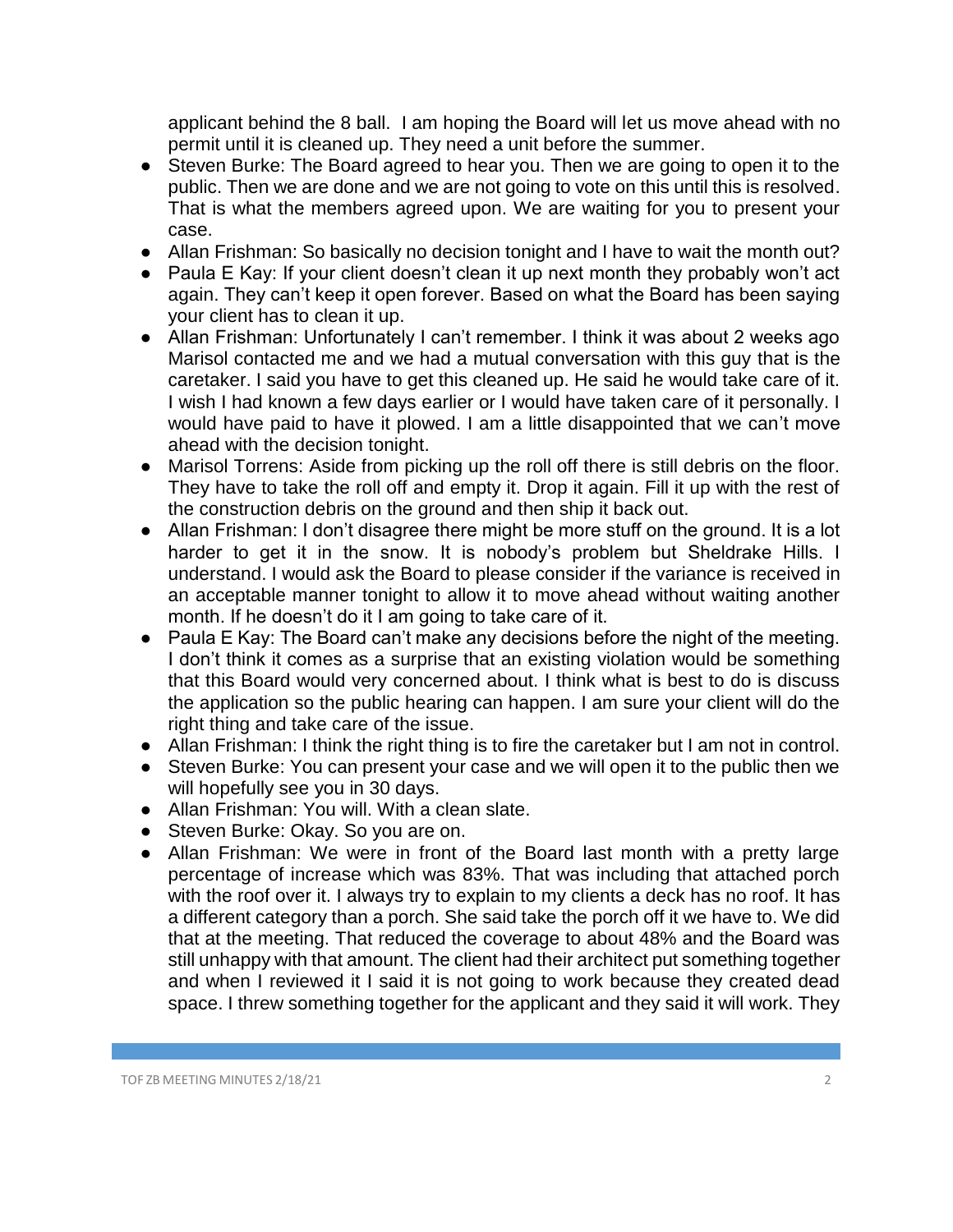applicant behind the 8 ball. I am hoping the Board will let us move ahead with no permit until it is cleaned up. They need a unit before the summer.

- Steven Burke: The Board agreed to hear you. Then we are going to open it to the public. Then we are done and we are not going to vote on this until this is resolved. That is what the members agreed upon. We are waiting for you to present your case.
- Allan Frishman: So basically no decision tonight and I have to wait the month out?
- Paula E Kay: If your client doesn't clean it up next month they probably won't act again. They can't keep it open forever. Based on what the Board has been saying your client has to clean it up.
- Allan Frishman: Unfortunately I can't remember. I think it was about 2 weeks ago Marisol contacted me and we had a mutual conversation with this guy that is the caretaker. I said you have to get this cleaned up. He said he would take care of it. I wish I had known a few days earlier or I would have taken care of it personally. I would have paid to have it plowed. I am a little disappointed that we can't move ahead with the decision tonight.
- Marisol Torrens: Aside from picking up the roll off there is still debris on the floor. They have to take the roll off and empty it. Drop it again. Fill it up with the rest of the construction debris on the ground and then ship it back out.
- Allan Frishman: I don't disagree there might be more stuff on the ground. It is a lot harder to get it in the snow. It is nobody's problem but Sheldrake Hills. I understand. I would ask the Board to please consider if the variance is received in an acceptable manner tonight to allow it to move ahead without waiting another month. If he doesn't do it I am going to take care of it.
- Paula E Kay: The Board can't make any decisions before the night of the meeting. I don't think it comes as a surprise that an existing violation would be something that this Board would very concerned about. I think what is best to do is discuss the application so the public hearing can happen. I am sure your client will do the right thing and take care of the issue.
- Allan Frishman: I think the right thing is to fire the caretaker but I am not in control.
- Steven Burke: You can present your case and we will open it to the public then we will hopefully see you in 30 days.
- Allan Frishman: You will. With a clean slate.
- Steven Burke: Okay. So you are on.
- Allan Frishman: We were in front of the Board last month with a pretty large percentage of increase which was 83%. That was including that attached porch with the roof over it. I always try to explain to my clients a deck has no roof. It has a different category than a porch. She said take the porch off it we have to. We did that at the meeting. That reduced the coverage to about 48% and the Board was still unhappy with that amount. The client had their architect put something together and when I reviewed it I said it is not going to work because they created dead space. I threw something together for the applicant and they said it will work. They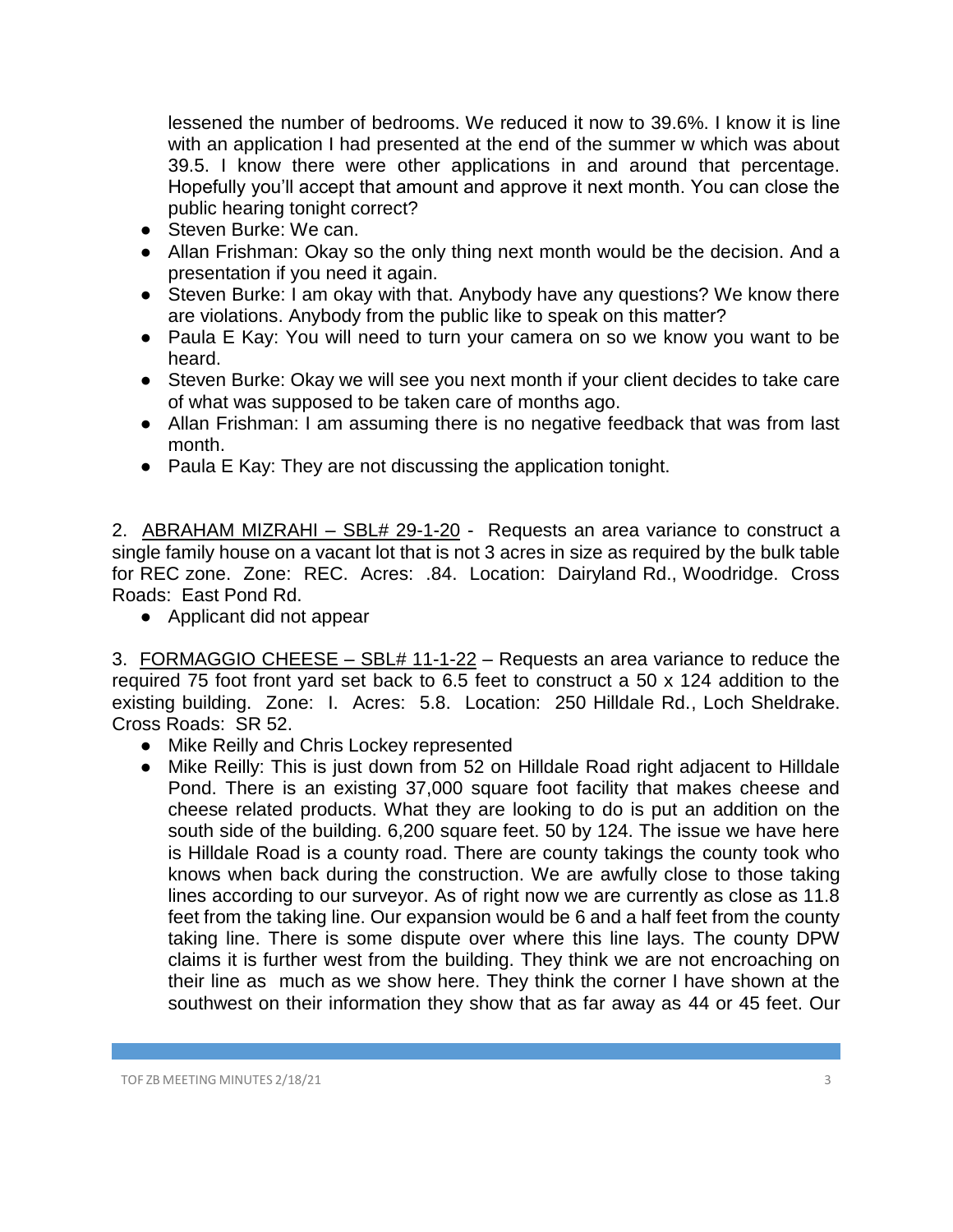lessened the number of bedrooms. We reduced it now to 39.6%. I know it is line with an application I had presented at the end of the summer w which was about 39.5. I know there were other applications in and around that percentage. Hopefully you'll accept that amount and approve it next month. You can close the public hearing tonight correct?

- Steven Burke: We can.
- Allan Frishman: Okay so the only thing next month would be the decision. And a presentation if you need it again.
- Steven Burke: I am okay with that. Anybody have any questions? We know there are violations. Anybody from the public like to speak on this matter?
- Paula E Kay: You will need to turn your camera on so we know you want to be heard.
- Steven Burke: Okay we will see you next month if your client decides to take care of what was supposed to be taken care of months ago.
- Allan Frishman: I am assuming there is no negative feedback that was from last month.
- Paula E Kay: They are not discussing the application tonight.

2. ABRAHAM MIZRAHI – SBL# 29-1-20 - Requests an area variance to construct a single family house on a vacant lot that is not 3 acres in size as required by the bulk table for REC zone. Zone: REC. Acres: .84. Location: Dairyland Rd., Woodridge. Cross Roads: East Pond Rd.
   - Applicant did not appear

3. FORMAGGIO CHEESE – SBL# 11-1-22 – Requests an area variance to reduce the required 75 foot front yard set back to 6.5 feet to construct a 50 x 124 addition to the existing building. Zone: I. Acres: 5.8. Location: 250 Hilldale Rd., Loch Sheldrake. Cross Roads: SR 52.
   - Mike Reilly and Chris Lockey represented
   - Mike Reilly: This is just down from 52 on Hilldale Road right adjacent to Hilldale Pond. There is an existing 37,000 square foot facility that makes cheese and cheese related products. What they are looking to do is put an addition on the south side of the building. 6,200 square feet. 50 by 124. The issue we have here is Hilldale Road is a county road. There are county takings the county took who knows when back during the construction. We are awfully close to those taking lines according to our surveyor. As of right now we are currently as close as 11.8 feet from the taking line. Our expansion would be 6 and a half feet from the county taking line. There is some dispute over where this line lays. The county DPW claims it is further west from the building. They think we are not encroaching on their line as much as we show here. They think the corner I have shown at the southwest on their information they show that as far away as 44 or 45 feet. Our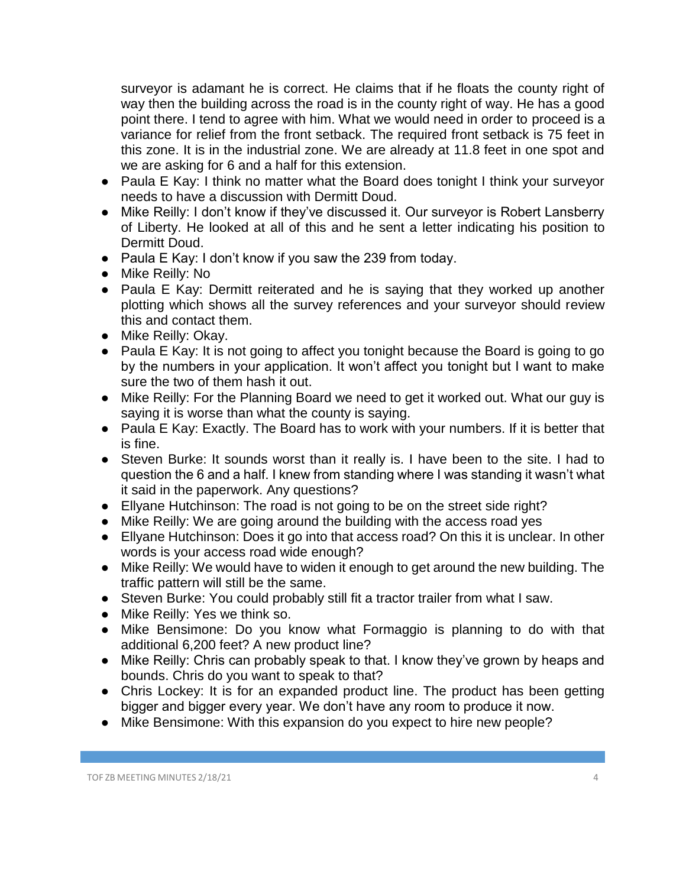surveyor is adamant he is correct. He claims that if he floats the county right of way then the building across the road is in the county right of way. He has a good point there. I tend to agree with him. What we would need in order to proceed is a variance for relief from the front setback. The required front setback is 75 feet in this zone. It is in the industrial zone. We are already at 11.8 feet in one spot and we are asking for 6 and a half for this extension.

- Paula E Kay: I think no matter what the Board does tonight I think your surveyor needs to have a discussion with Dermitt Doud.
- Mike Reilly: I don't know if they've discussed it. Our surveyor is Robert Lansberry of Liberty. He looked at all of this and he sent a letter indicating his position to Dermitt Doud.
- Paula E Kay: I don't know if you saw the 239 from today.
- Mike Reilly: No
- Paula E Kay: Dermitt reiterated and he is saying that they worked up another plotting which shows all the survey references and your surveyor should review this and contact them.
- Mike Reilly: Okay.
- Paula E Kay: It is not going to affect you tonight because the Board is going to go by the numbers in your application. It won't affect you tonight but I want to make sure the two of them hash it out.
- Mike Reilly: For the Planning Board we need to get it worked out. What our guy is saying it is worse than what the county is saying.
- Paula E Kay: Exactly. The Board has to work with your numbers. If it is better that is fine.
- Steven Burke: It sounds worst than it really is. I have been to the site. I had to question the 6 and a half. I knew from standing where I was standing it wasn't what it said in the paperwork. Any questions?
- Ellyane Hutchinson: The road is not going to be on the street side right?
- Mike Reilly: We are going around the building with the access road yes
- Ellyane Hutchinson: Does it go into that access road? On this it is unclear. In other words is your access road wide enough?
- Mike Reilly: We would have to widen it enough to get around the new building. The traffic pattern will still be the same.
- Steven Burke: You could probably still fit a tractor trailer from what I saw.
- Mike Reilly: Yes we think so.
- Mike Bensimone: Do you know what Formaggio is planning to do with that additional 6,200 feet? A new product line?
- Mike Reilly: Chris can probably speak to that. I know they've grown by heaps and bounds. Chris do you want to speak to that?
- Chris Lockey: It is for an expanded product line. The product has been getting bigger and bigger every year. We don't have any room to produce it now.
- Mike Bensimone: With this expansion do you expect to hire new people?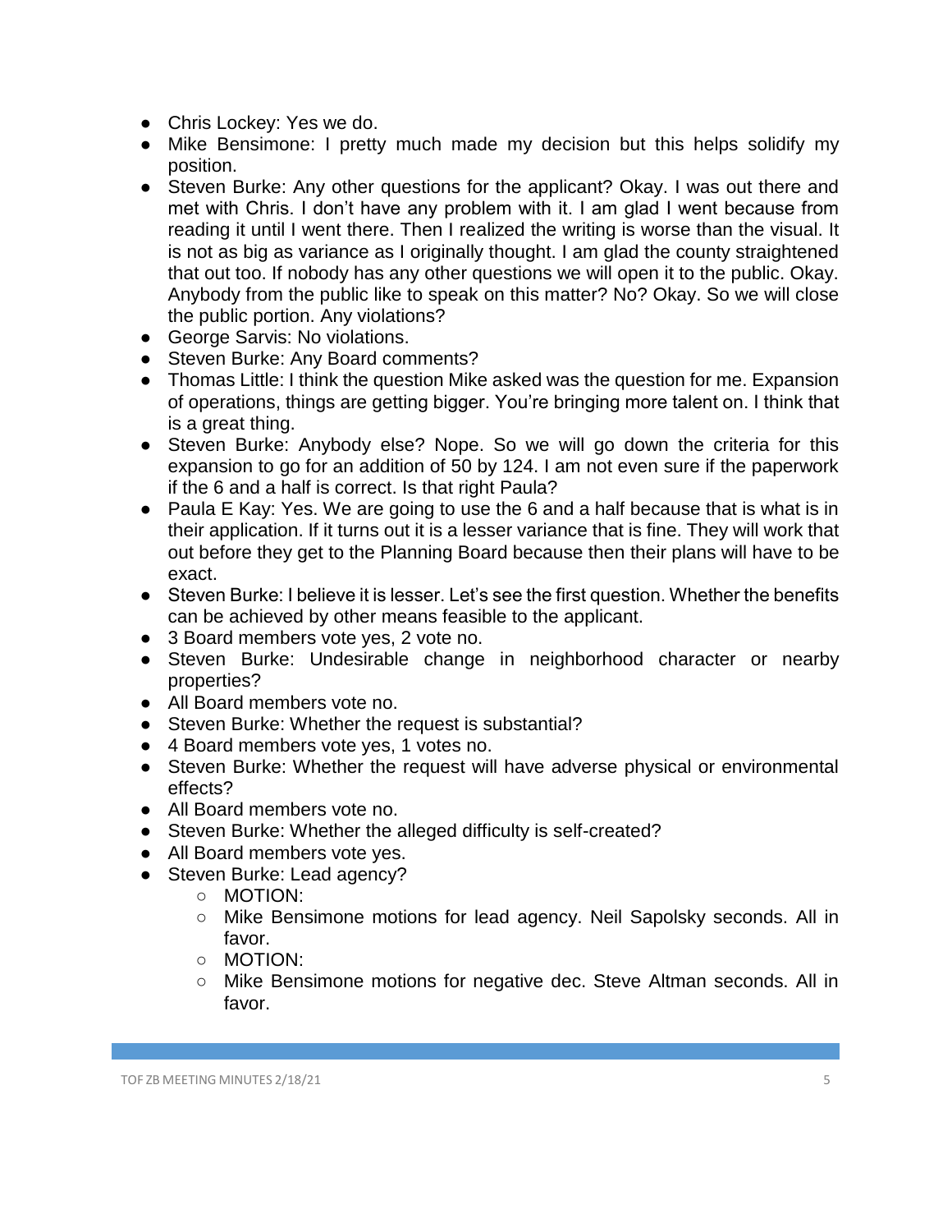- Chris Lockey: Yes we do.
- Mike Bensimone: I pretty much made my decision but this helps solidify my position.
- Steven Burke: Any other questions for the applicant? Okay. I was out there and met with Chris. I don't have any problem with it. I am glad I went because from reading it until I went there. Then I realized the writing is worse than the visual. It is not as big as variance as I originally thought. I am glad the county straightened that out too. If nobody has any other questions we will open it to the public. Okay. Anybody from the public like to speak on this matter? No? Okay. So we will close the public portion. Any violations?
- George Sarvis: No violations.
- Steven Burke: Any Board comments?
- Thomas Little: I think the question Mike asked was the question for me. Expansion of operations, things are getting bigger. You're bringing more talent on. I think that is a great thing.
- Steven Burke: Anybody else? Nope. So we will go down the criteria for this expansion to go for an addition of 50 by 124. I am not even sure if the paperwork if the 6 and a half is correct. Is that right Paula?
- Paula E Kay: Yes. We are going to use the 6 and a half because that is what is in their application. If it turns out it is a lesser variance that is fine. They will work that out before they get to the Planning Board because then their plans will have to be exact.
- Steven Burke: I believe it is lesser. Let's see the first question. Whether the benefits can be achieved by other means feasible to the applicant.
- 3 Board members vote yes, 2 vote no.
- Steven Burke: Undesirable change in neighborhood character or nearby properties?
- All Board members vote no.
- Steven Burke: Whether the request is substantial?
- 4 Board members vote yes, 1 votes no.
- Steven Burke: Whether the request will have adverse physical or environmental effects?
- All Board members vote no.
- Steven Burke: Whether the alleged difficulty is self-created?
- All Board members vote yes.
- Steven Burke: Lead agency?
  - MOTION:
  - Mike Bensimone motions for lead agency. Neil Sapolsky seconds. All in favor.
  - MOTION:
  - Mike Bensimone motions for negative dec. Steve Altman seconds. All in favor.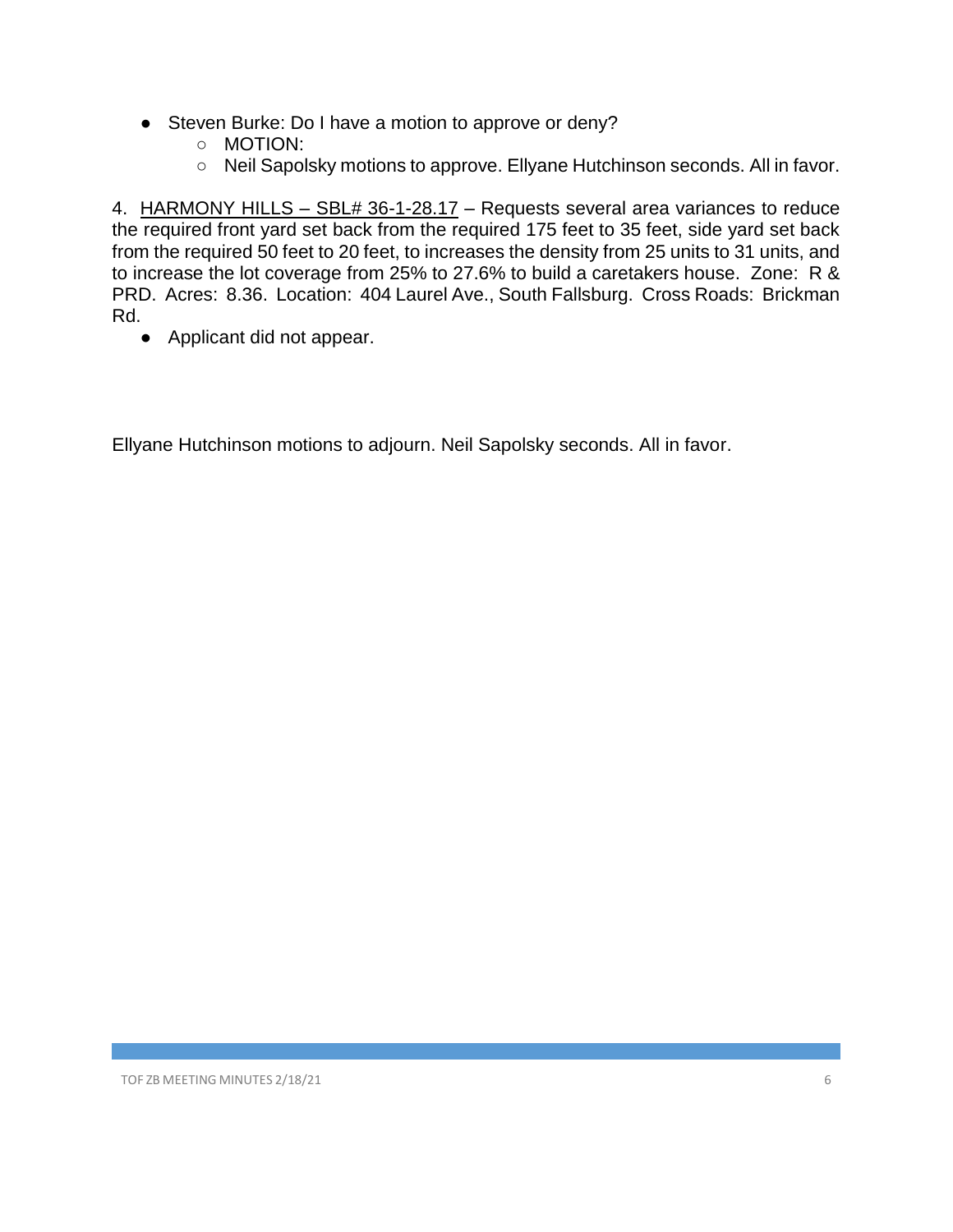- Steven Burke: Do I have a motion to approve or deny?
  - MOTION:
  - Neil Sapolsky motions to approve. Ellyane Hutchinson seconds. All in favor.

4. HARMONY HILLS – SBL# 36-1-28.17 – Requests several area variances to reduce the required front yard set back from the required 175 feet to 35 feet, side yard set back from the required 50 feet to 20 feet, to increases the density from 25 units to 31 units, and to increase the lot coverage from 25% to 27.6% to build a caretakers house. Zone: R & PRD. Acres: 8.36. Location: 404 Laurel Ave., South Fallsburg. Cross Roads: Brickman Rd.

- Applicant did not appear.

Ellyane Hutchinson motions to adjourn. Neil Sapolsky seconds. All in favor.